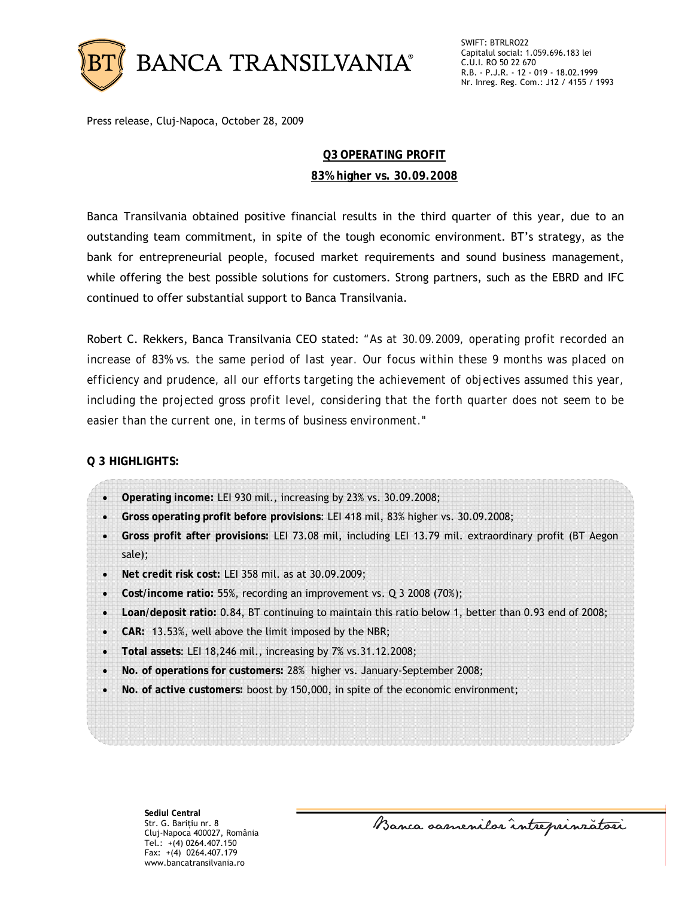SWIFT: BTRLRO22
Capitalul social: 1.059.696.183 lei
C.U.I. RO 50 22 670
R.B. - P.J.R. - 12 - 019 - 18.02.1999
Nr. Inreg. Reg. Com.: J12 / 4155 / 1993

Press release, Cluj-Napoca, October 28, 2009

## Q3 OPERATING PROFIT
## 83% higher vs. 30.09.2008

Banca Transilvania obtained positive financial results in the third quarter of this year, due to an outstanding team commitment, in spite of the tough economic environment. BT's strategy, as the bank for entrepreneurial people, focused market requirements and sound business management, while offering the best possible solutions for customers. Strong partners, such as the EBRD and IFC continued to offer substantial support to Banca Transilvania.

Robert C. Rekkers, Banca Transilvania CEO stated: *"As at 30.09.2009, operating profit recorded an increase of 83% vs. the same period of last year. Our focus within these 9 months was placed on efficiency and prudence, all our efforts targeting the achievement of objectives assumed this year, including the projected gross profit level, considering that the forth quarter does not seem to be easier than the current one, in terms of business environment."*

**Q 3 HIGHLIGHTS:**

- **Operating income:** LEI 930 mil., increasing by 23% vs. 30.09.2008;
- **Gross operating profit before provisions**: LEI 418 mil, 83% higher vs. 30.09.2008;
- **Gross profit after provisions:** LEI 73.08 mil, including LEI 13.79 mil. extraordinary profit (BT Aegon sale);
- **Net credit risk cost:** LEI 358 mil. as at 30.09.2009;
- **Cost/income ratio:** 55%, recording an improvement vs. Q 3 2008 (70%);
- **Loan/deposit ratio:** 0.84, BT continuing to maintain this ratio below 1, better than 0.93 end of 2008;
- **CAR:** 13.53%, well above the limit imposed by the NBR;
- **Total assets**: LEI 18,246 mil., increasing by 7% vs.31.12.2008;
- **No. of operations for customers:** 28% higher vs. January-September 2008;
- **No. of active customers:** boost by 150,000, in spite of the economic environment;

**Sediul Central**
Str. G. Barițiu nr. 8
Cluj-Napoca 400027, România
Tel.: +(4) 0264.407.150
Fax: +(4) 0264.407.179
www.bancatransilvania.ro

Banca oamenilor întreprinzători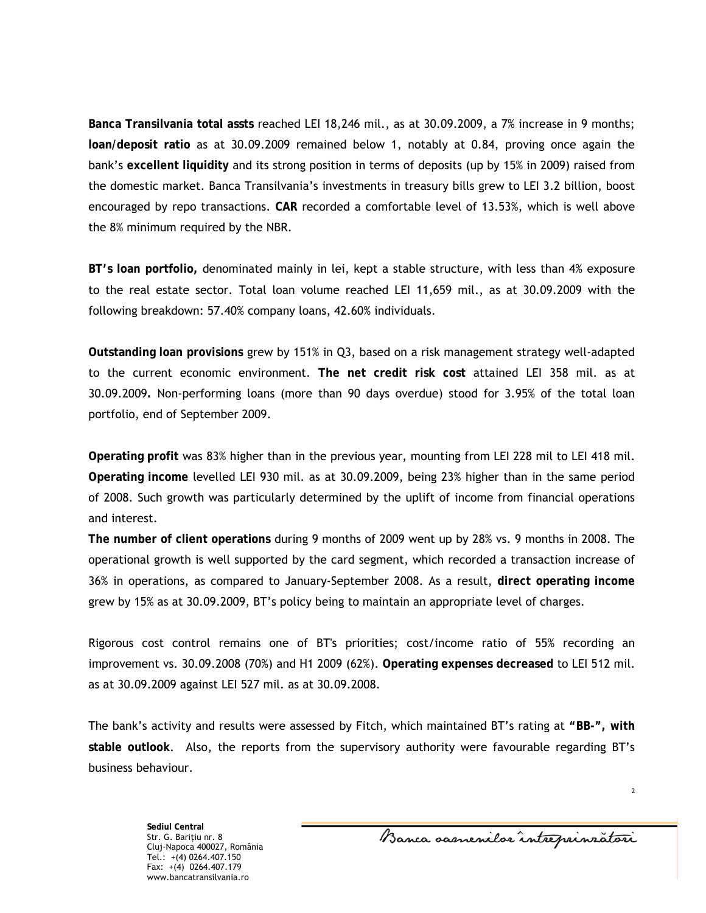**Banca Transilvania total assts** reached LEI 18,246 mil., as at 30.09.2009, a 7% increase in 9 months; **loan/deposit ratio** as at 30.09.2009 remained below 1, notably at 0.84, proving once again the bank's **excellent liquidity** and its strong position in terms of deposits (up by 15% in 2009) raised from the domestic market. Banca Transilvania's investments in treasury bills grew to LEI 3.2 billion, boost encouraged by repo transactions. **CAR** recorded a comfortable level of 13.53%, which is well above the 8% minimum required by the NBR.

**BT's loan portfolio,** denominated mainly in lei, kept a stable structure, with less than 4% exposure to the real estate sector. Total loan volume reached LEI 11,659 mil., as at 30.09.2009 with the following breakdown: 57.40% company loans, 42.60% individuals.

**Outstanding loan provisions** grew by 151% in Q3, based on a risk management strategy well-adapted to the current economic environment. **The net credit risk cost** attained LEI 358 mil. as at 30.09.2009**.** Non-performing loans (more than 90 days overdue) stood for 3.95% of the total loan portfolio, end of September 2009.

**Operating profit** was 83% higher than in the previous year, mounting from LEI 228 mil to LEI 418 mil. **Operating income** levelled LEI 930 mil. as at 30.09.2009, being 23% higher than in the same period of 2008. Such growth was particularly determined by the uplift of income from financial operations and interest.

**The number of client operations** during 9 months of 2009 went up by 28% vs. 9 months in 2008. The operational growth is well supported by the card segment, which recorded a transaction increase of 36% in operations, as compared to January-September 2008. As a result, **direct operating income** grew by 15% as at 30.09.2009, BT's policy being to maintain an appropriate level of charges.

Rigorous cost control remains one of BT's priorities; cost/income ratio of 55% recording an improvement vs. 30.09.2008 (70%) and H1 2009 (62%). **Operating expenses decreased** to LEI 512 mil. as at 30.09.2009 against LEI 527 mil. as at 30.09.2008.

The bank's activity and results were assessed by Fitch, which maintained BT's rating at **"BB-", with stable outlook**. Also, the reports from the supervisory authority were favourable regarding BT's business behaviour.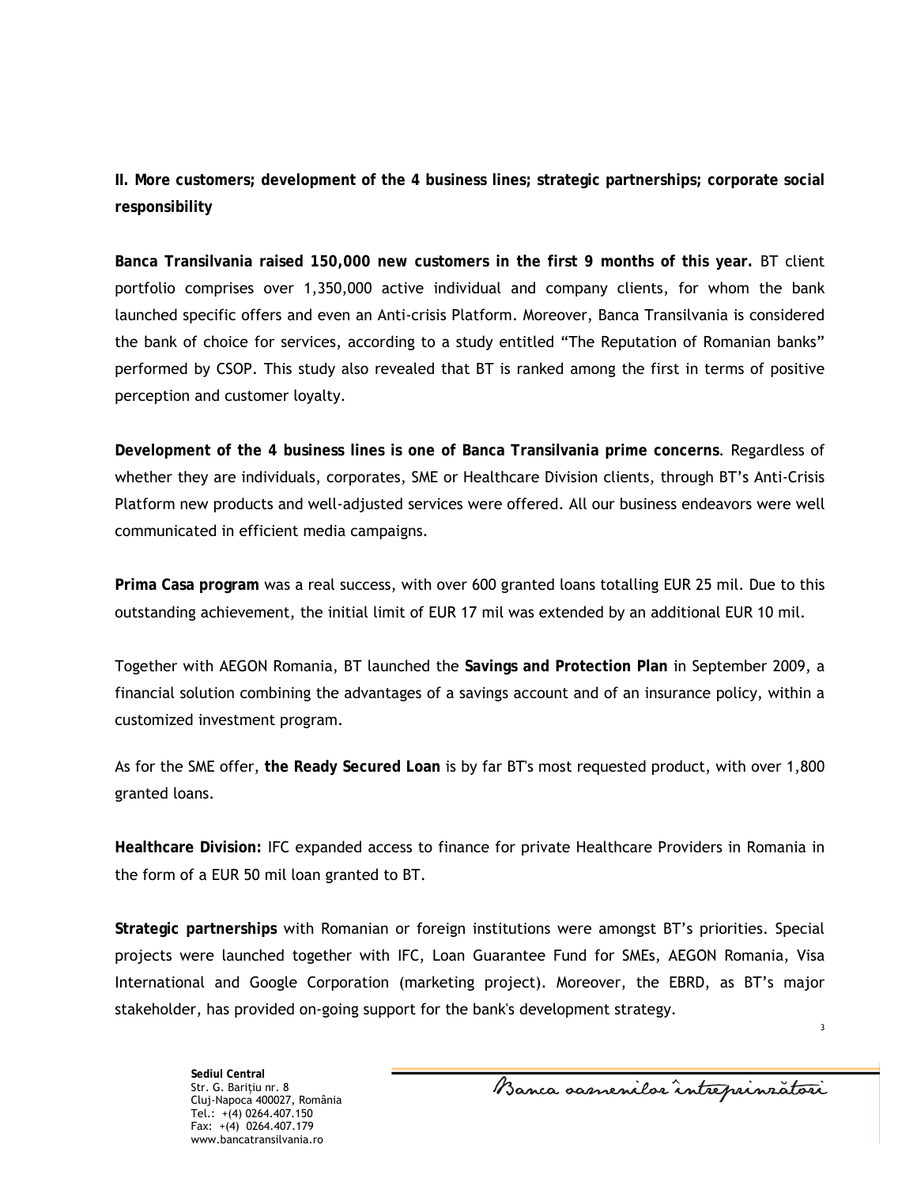**II. More customers; development of the 4 business lines; strategic partnerships; corporate social responsibility**

**Banca Transilvania raised 150,000 new customers in the first 9 months of this year.** BT client portfolio comprises over 1,350,000 active individual and company clients, for whom the bank launched specific offers and even an Anti-crisis Platform. Moreover, Banca Transilvania is considered the bank of choice for services, according to a study entitled "The Reputation of Romanian banks" performed by CSOP. This study also revealed that BT is ranked among the first in terms of positive perception and customer loyalty.

**Development of the 4 business lines is one of Banca Transilvania prime concerns**. Regardless of whether they are individuals, corporates, SME or Healthcare Division clients, through BT's Anti-Crisis Platform new products and well-adjusted services were offered. All our business endeavors were well communicated in efficient media campaigns.

**Prima Casa program** was a real success, with over 600 granted loans totalling EUR 25 mil. Due to this outstanding achievement, the initial limit of EUR 17 mil was extended by an additional EUR 10 mil.

Together with AEGON Romania, BT launched the **Savings and Protection Plan** in September 2009, a financial solution combining the advantages of a savings account and of an insurance policy, within a customized investment program.

As for the SME offer, **the Ready Secured Loan** is by far BT's most requested product, with over 1,800 granted loans.

**Healthcare Division:** IFC expanded access to finance for private Healthcare Providers in Romania in the form of a EUR 50 mil loan granted to BT.

**Strategic partnerships** with Romanian or foreign institutions were amongst BT's priorities. Special projects were launched together with IFC, Loan Guarantee Fund for SMEs, AEGON Romania, Visa International and Google Corporation (marketing project). Moreover, the EBRD, as BT's major stakeholder, has provided on-going support for the bank's development strategy.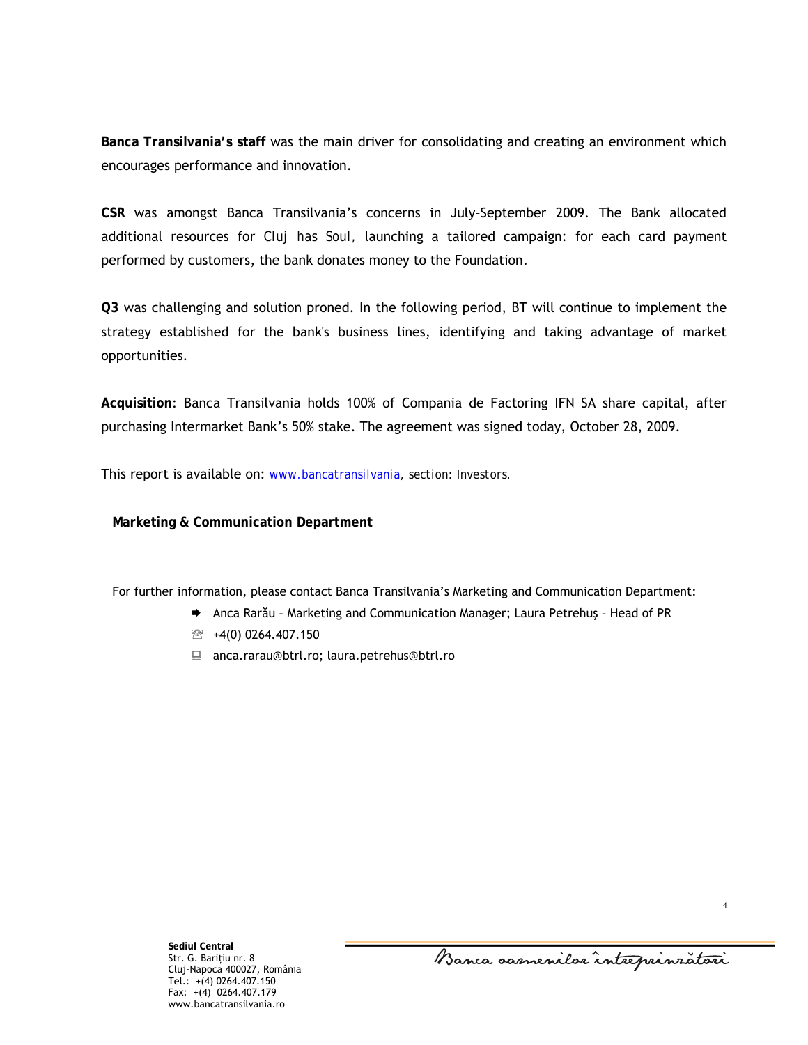**Banca Transilvania's staff** was the main driver for consolidating and creating an environment which encourages performance and innovation.

**CSR** was amongst Banca Transilvania's concerns in July–September 2009. The Bank allocated additional resources for Cluj has Soul, launching a tailored campaign: for each card payment performed by customers, the bank donates money to the Foundation.

**Q3** was challenging and solution proned. In the following period, BT will continue to implement the strategy established for the bank's business lines, identifying and taking advantage of market opportunities.

**Acquisition**: Banca Transilvania holds 100% of Compania de Factoring IFN SA share capital, after purchasing Intermarket Bank's 50% stake. The agreement was signed today, October 28, 2009.

This report is available on: www.bancatransilvania, section: Investors.

**Marketing & Communication Department**

For further information, please contact Banca Transilvania's Marketing and Communication Department:

- Anca Rarău – Marketing and Communication Manager; Laura Petrehuș – Head of PR
- +4(0) 0264.407.150
- anca.rarau@btrl.ro; laura.petrehus@btrl.ro

**Sediul Central**
Str. G. Barițiu nr. 8
Cluj-Napoca 400027, România
Tel.: +(4) 0264.407.150
Fax: +(4) 0264.407.179
www.bancatransilvania.ro

Banca oamenilor întreprinzători